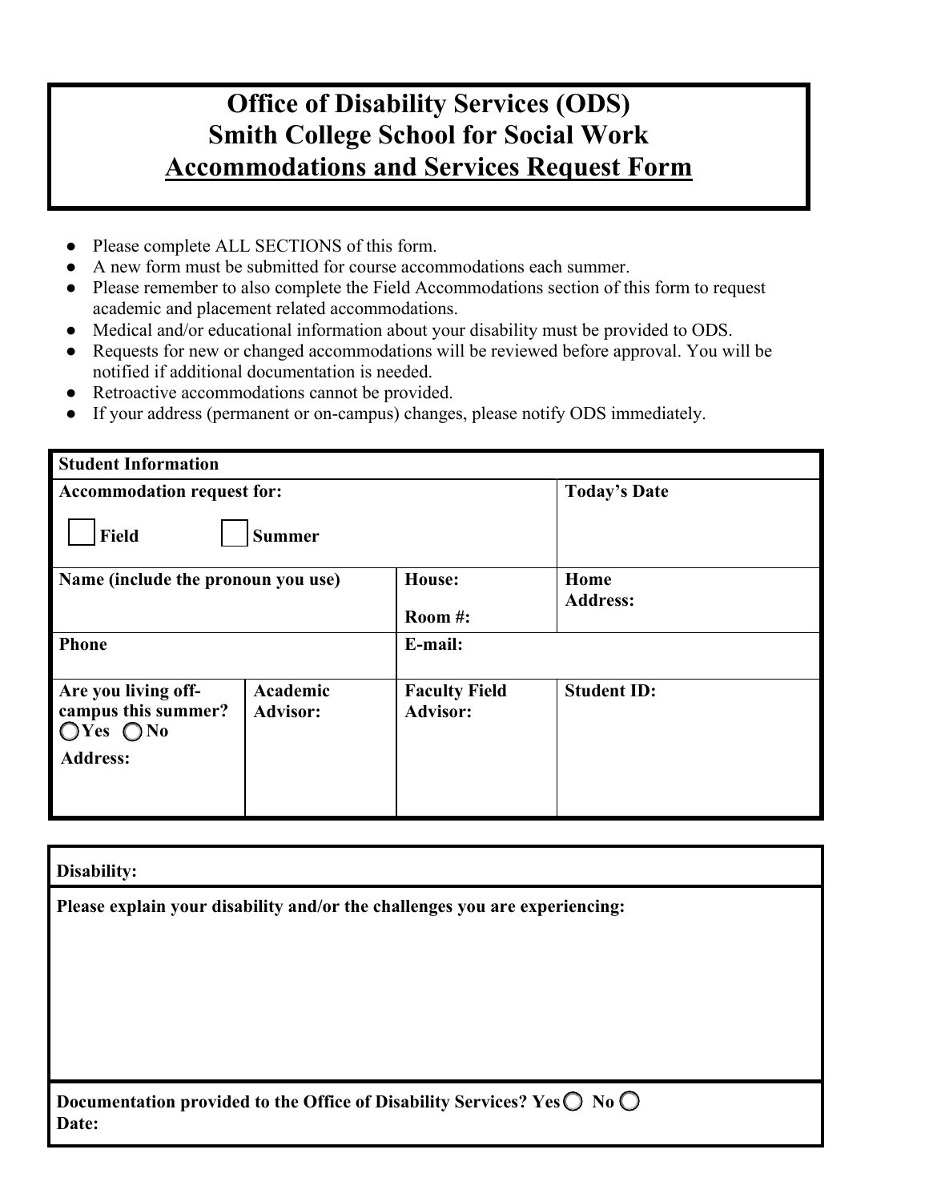# Office of Disability Services (ODS)
# Smith College School for Social Work
# Accommodations and Services Request Form

- Please complete ALL SECTIONS of this form.
- A new form must be submitted for course accommodations each summer.
- Please remember to also complete the Field Accommodations section of this form to request academic and placement related accommodations.
- Medical and/or educational information about your disability must be provided to ODS.
- Requests for new or changed accommodations will be reviewed before approval. You will be notified if additional documentation is needed.
- Retroactive accommodations cannot be provided.
- If your address (permanent or on-campus) changes, please notify ODS immediately.

| **Student Information** | | | |
|---|---|---|---|
| **Accommodation request for:**<br>☐ **Field** ☐ **Summer** | | | **Today's Date** |
| **Name (include the pronoun you use)** | | **House:**<br>**Room #:** | **Home Address:** |
| **Phone** | | **E-mail:** | |
| **Are you living off-campus this summer?** ◯ **Yes** ◯ **No**<br>**Address:** | **Academic Advisor:** | **Faculty Field Advisor:** | **Student ID:** |

| **Disability:** |
|---|
| **Please explain your disability and/or the challenges you are experiencing:** |
| **Documentation provided to the Office of Disability Services? Yes** ◯ **No** ◯<br>**Date:** |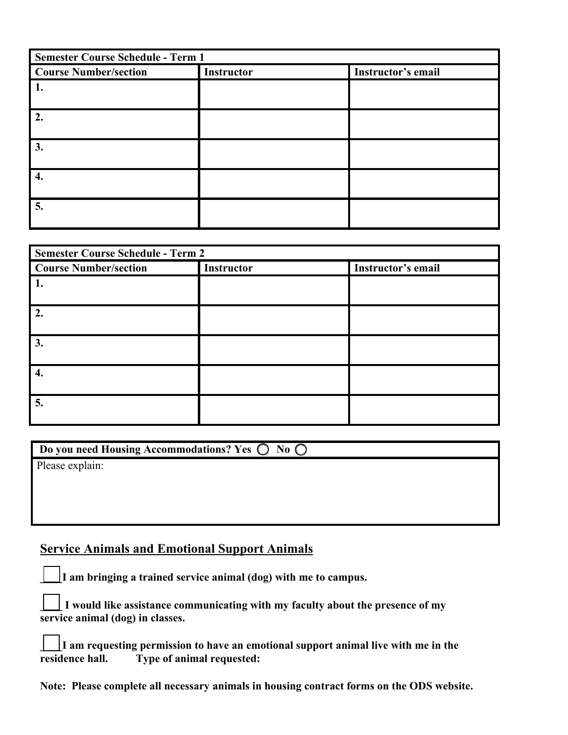| Semester Course Schedule - Term 1 | | |
|---|---|---|
| **Course Number/section** | **Instructor** | **Instructor's email** |
| 1. | | |
| 2. | | |
| 3. | | |
| 4. | | |
| 5. | | |

| Semester Course Schedule - Term 2 | | |
|---|---|---|
| **Course Number/section** | **Instructor** | **Instructor's email** |
| 1. | | |
| 2. | | |
| 3. | | |
| 4. | | |
| 5. | | |

| Do you need Housing Accommodations? Yes ◯ No ◯ |
|---|
| Please explain: |

## Service Animals and Emotional Support Animals

☐ **I am bringing a trained service animal (dog) with me to campus.**

☐ **I would like assistance communicating with my faculty about the presence of my service animal (dog) in classes.**

☐ **I am requesting permission to have an emotional support animal live with me in the residence hall. Type of animal requested:**

**Note: Please complete all necessary animals in housing contract forms on the ODS website.**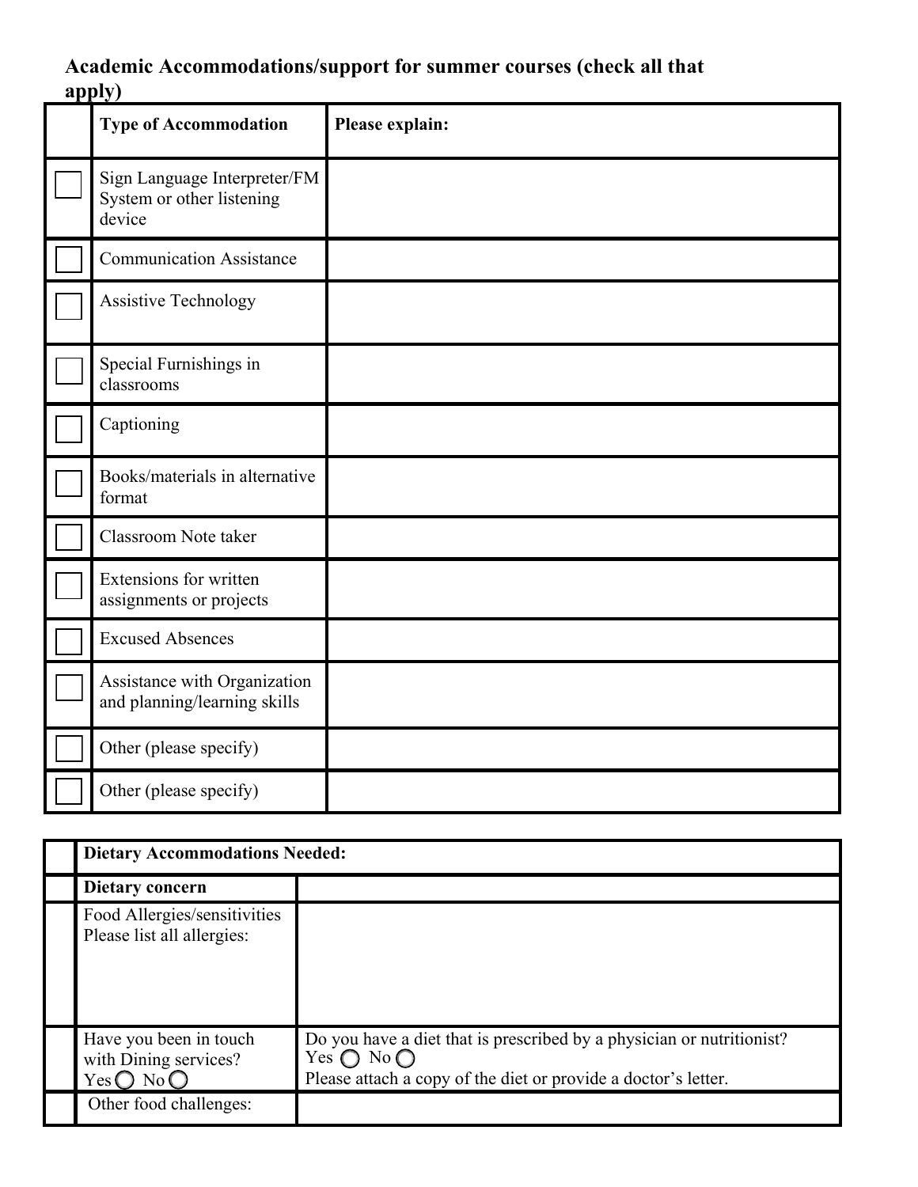**Academic Accommodations/support for summer courses (check all that apply)**

| | Type of Accommodation | Please explain: |
|---|---|---|
| ☐ | Sign Language Interpreter/FM System or other listening device | |
| ☐ | Communication Assistance | |
| ☐ | Assistive Technology | |
| ☐ | Special Furnishings in classrooms | |
| ☐ | Captioning | |
| ☐ | Books/materials in alternative format | |
| ☐ | Classroom Note taker | |
| ☐ | Extensions for written assignments or projects | |
| ☐ | Excused Absences | |
| ☐ | Assistance with Organization and planning/learning skills | |
| ☐ | Other (please specify) | |
| ☐ | Other (please specify) | |

| | **Dietary Accommodations Needed:** | |
|---|---|---|
| | **Dietary concern** | |
| | Food Allergies/sensitivities Please list all allergies: | |
| | Have you been in touch with Dining services? Yes ◯ No ◯ | Do you have a diet that is prescribed by a physician or nutritionist? Yes ◯ No ◯ Please attach a copy of the diet or provide a doctor's letter. |
| | Other food challenges: | |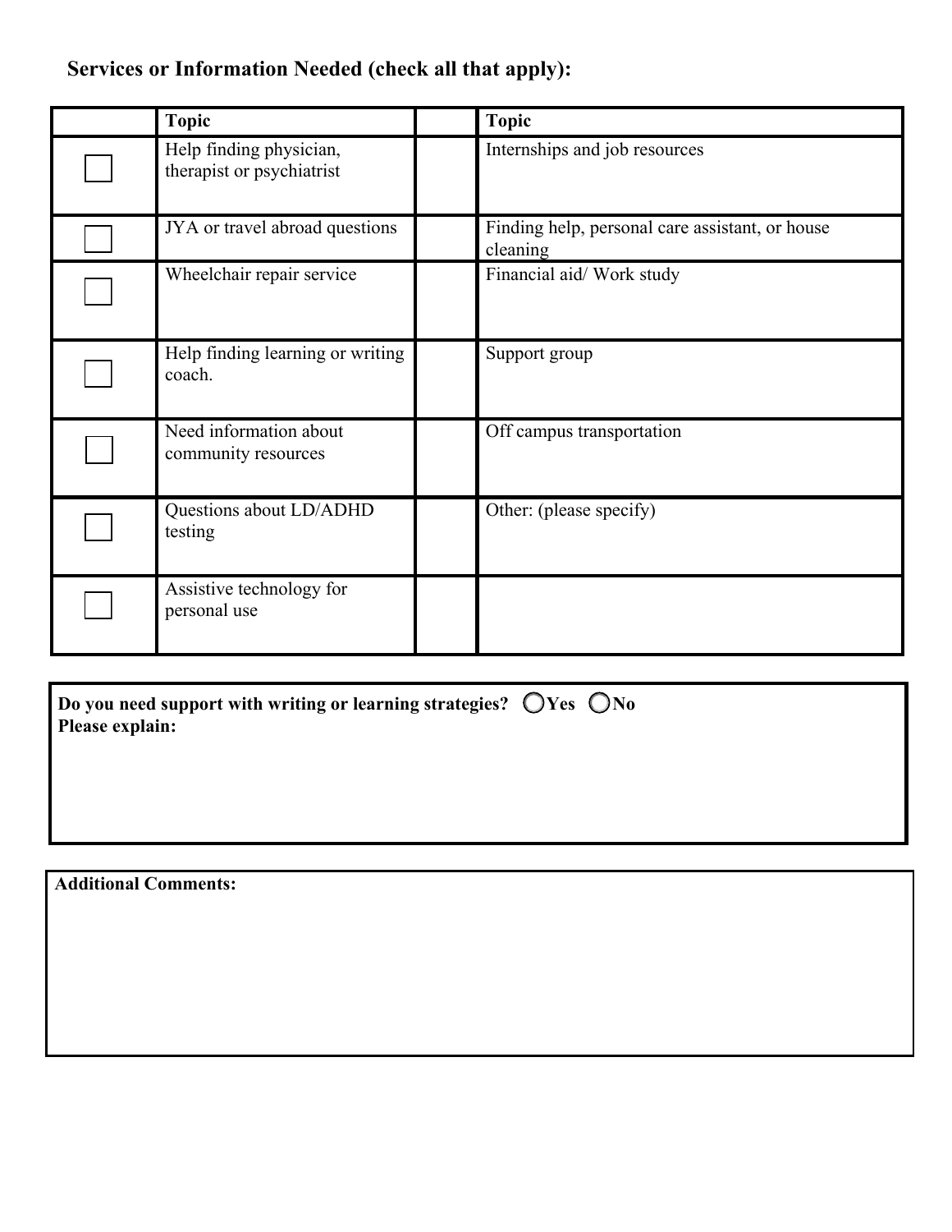### Services or Information Needed (check all that apply):

| | Topic | | Topic |
|---|---|---|---|
| ☐ | Help finding physician, therapist or psychiatrist | | Internships and job resources |
| ☐ | JYA or travel abroad questions | | Finding help, personal care assistant, or house cleaning |
| ☐ | Wheelchair repair service | | Financial aid/ Work study |
| ☐ | Help finding learning or writing coach. | | Support group |
| ☐ | Need information about community resources | | Off campus transportation |
| ☐ | Questions about LD/ADHD testing | | Other: (please specify) |
| ☐ | Assistive technology for personal use | | |

**Do you need support with writing or learning strategies?** ◯ **Yes** ◯ **No**

**Please explain:**

**Additional Comments:**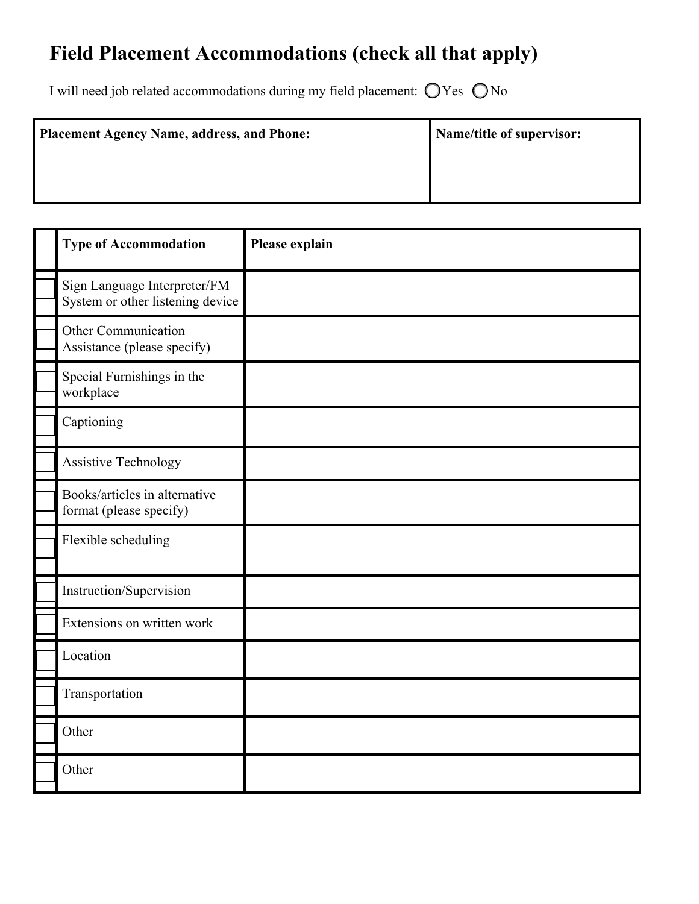# Field Placement Accommodations (check all that apply)

I will need job related accommodations during my field placement: ◯ Yes ◯ No

| Placement Agency Name, address, and Phone: | Name/title of supervisor: |
|---|---|
| | |

| | Type of Accommodation | Please explain |
|---|---|---|
| ☐ | Sign Language Interpreter/FM System or other listening device | |
| ☐ | Other Communication Assistance (please specify) | |
| ☐ | Special Furnishings in the workplace | |
| ☐ | Captioning | |
| ☐ | Assistive Technology | |
| ☐ | Books/articles in alternative format (please specify) | |
| ☐ | Flexible scheduling | |
| ☐ | Instruction/Supervision | |
| ☐ | Extensions on written work | |
| ☐ | Location | |
| ☐ | Transportation | |
| ☐ | Other | |
| ☐ | Other | |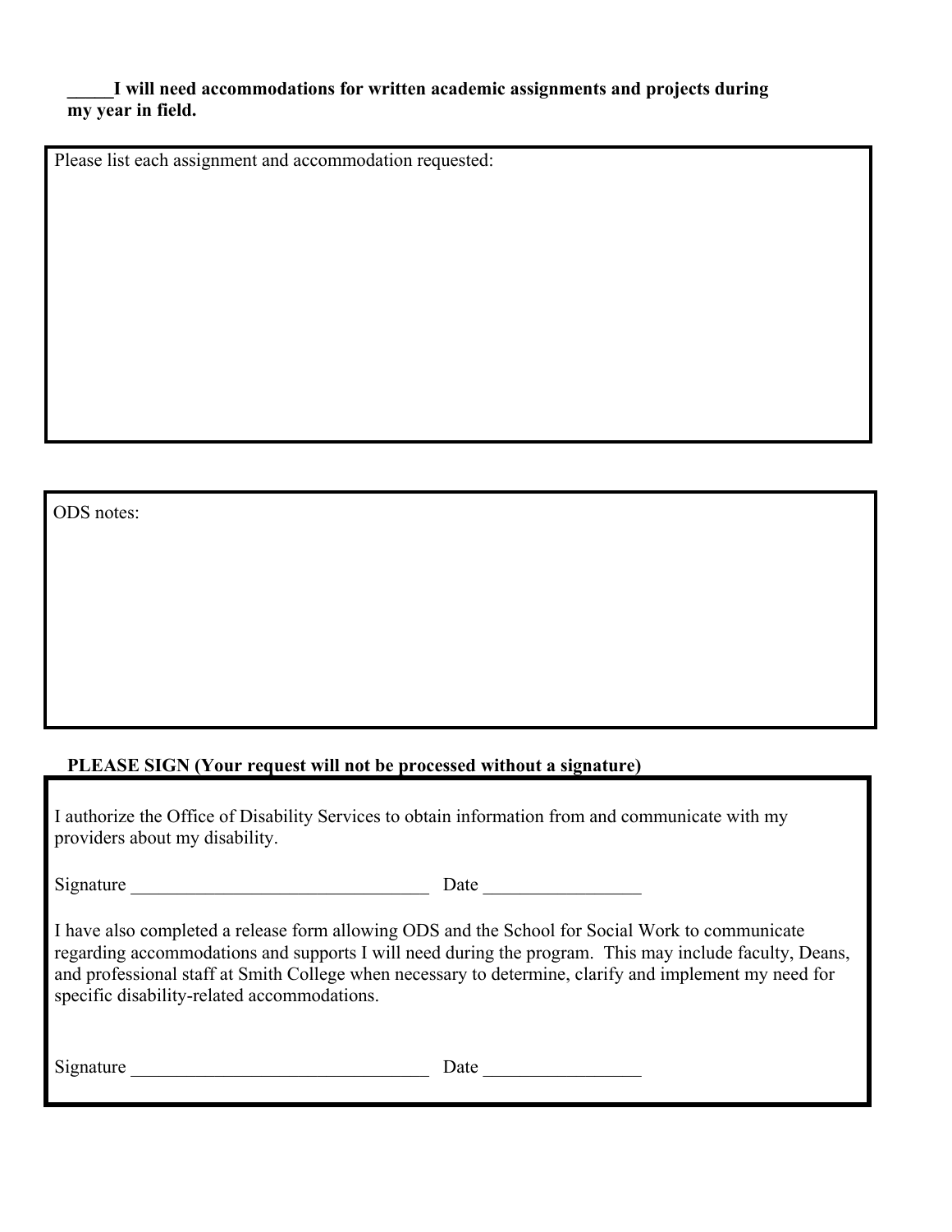**_____I will need accommodations for written academic assignments and projects during my year in field.**

Please list each assignment and accommodation requested:

ODS notes:

**PLEASE SIGN (Your request will not be processed without a signature)**

I authorize the Office of Disability Services to obtain information from and communicate with my providers about my disability.

Signature ________________________________ Date ________________

I have also completed a release form allowing ODS and the School for Social Work to communicate regarding accommodations and supports I will need during the program. This may include faculty, Deans, and professional staff at Smith College when necessary to determine, clarify and implement my need for specific disability-related accommodations.

Signature ________________________________ Date ________________